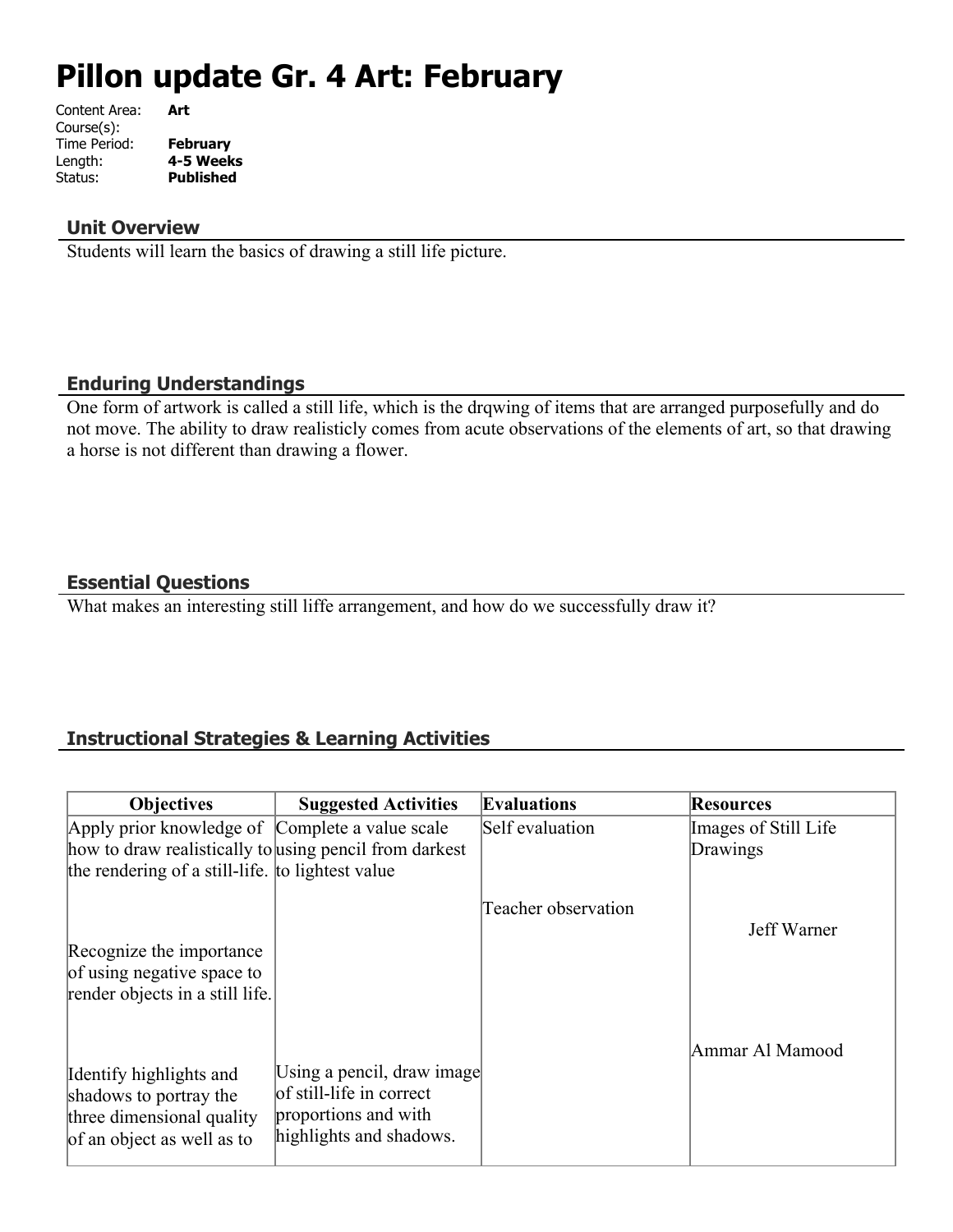# Pillon update Gr. 4 Art: February

Content Area: **Art**
Course(s):
Time Period: **February**
Length: **4-5 Weeks**
Status: **Published**

## Unit Overview

Students will learn the basics of drawing a still life picture.

## Enduring Understandings

One form of artwork is called a still life, which is the drqwing of items that are arranged purposefully and do not move. The ability to draw realisticly comes from acute observations of the elements of art, so that drawing a horse is not different than drawing a flower.

## Essential Questions

What makes an interesting still liffe arrangement, and how do we successfully draw it?

## Instructional Strategies & Learning Activities

| Objectives | Suggested Activities | Evaluations | Resources |
|---|---|---|---|
| Apply prior knowledge of how to draw realistically to the rendering of a still-life.<br><br>Recognize the importance of using negative space to render objects in a still life.<br><br>Identify highlights and shadows to portray the three dimensional quality of an object as well as to | Complete a value scale using pencil from darkest to lightest value<br><br>Using a pencil, draw image of still-life in correct proportions and with highlights and shadows. | Self evaluation<br><br>Teacher observation | Images of Still Life Drawings<br><br>Jeff Warner<br><br>Ammar Al Mamood |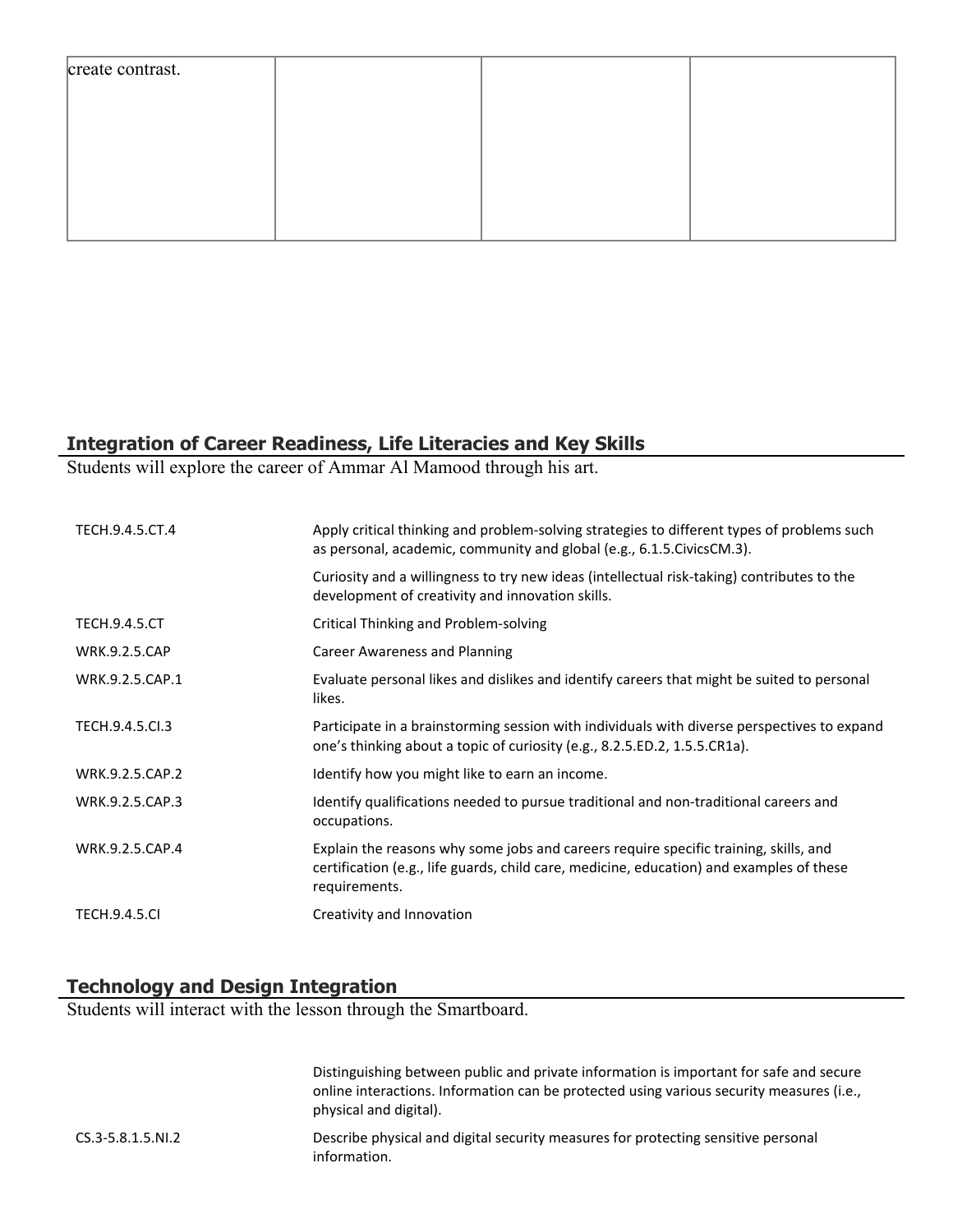| create contrast. | | | |
|---|---|---|---|

## Integration of Career Readiness, Life Literacies and Key Skills

Students will explore the career of Ammar Al Mamood through his art.

| | |
|---|---|
| TECH.9.4.5.CT.4 | Apply critical thinking and problem-solving strategies to different types of problems such as personal, academic, community and global (e.g., 6.1.5.CivicsCM.3). |
| | Curiosity and a willingness to try new ideas (intellectual risk-taking) contributes to the development of creativity and innovation skills. |
| TECH.9.4.5.CT | Critical Thinking and Problem-solving |
| WRK.9.2.5.CAP | Career Awareness and Planning |
| WRK.9.2.5.CAP.1 | Evaluate personal likes and dislikes and identify careers that might be suited to personal likes. |
| TECH.9.4.5.CI.3 | Participate in a brainstorming session with individuals with diverse perspectives to expand one's thinking about a topic of curiosity (e.g., 8.2.5.ED.2, 1.5.5.CR1a). |
| WRK.9.2.5.CAP.2 | Identify how you might like to earn an income. |
| WRK.9.2.5.CAP.3 | Identify qualifications needed to pursue traditional and non-traditional careers and occupations. |
| WRK.9.2.5.CAP.4 | Explain the reasons why some jobs and careers require specific training, skills, and certification (e.g., life guards, child care, medicine, education) and examples of these requirements. |
| TECH.9.4.5.CI | Creativity and Innovation |

## Technology and Design Integration

Students will interact with the lesson through the Smartboard.

| | |
|---|---|
| | Distinguishing between public and private information is important for safe and secure online interactions. Information can be protected using various security measures (i.e., physical and digital). |
| CS.3-5.8.1.5.NI.2 | Describe physical and digital security measures for protecting sensitive personal information. |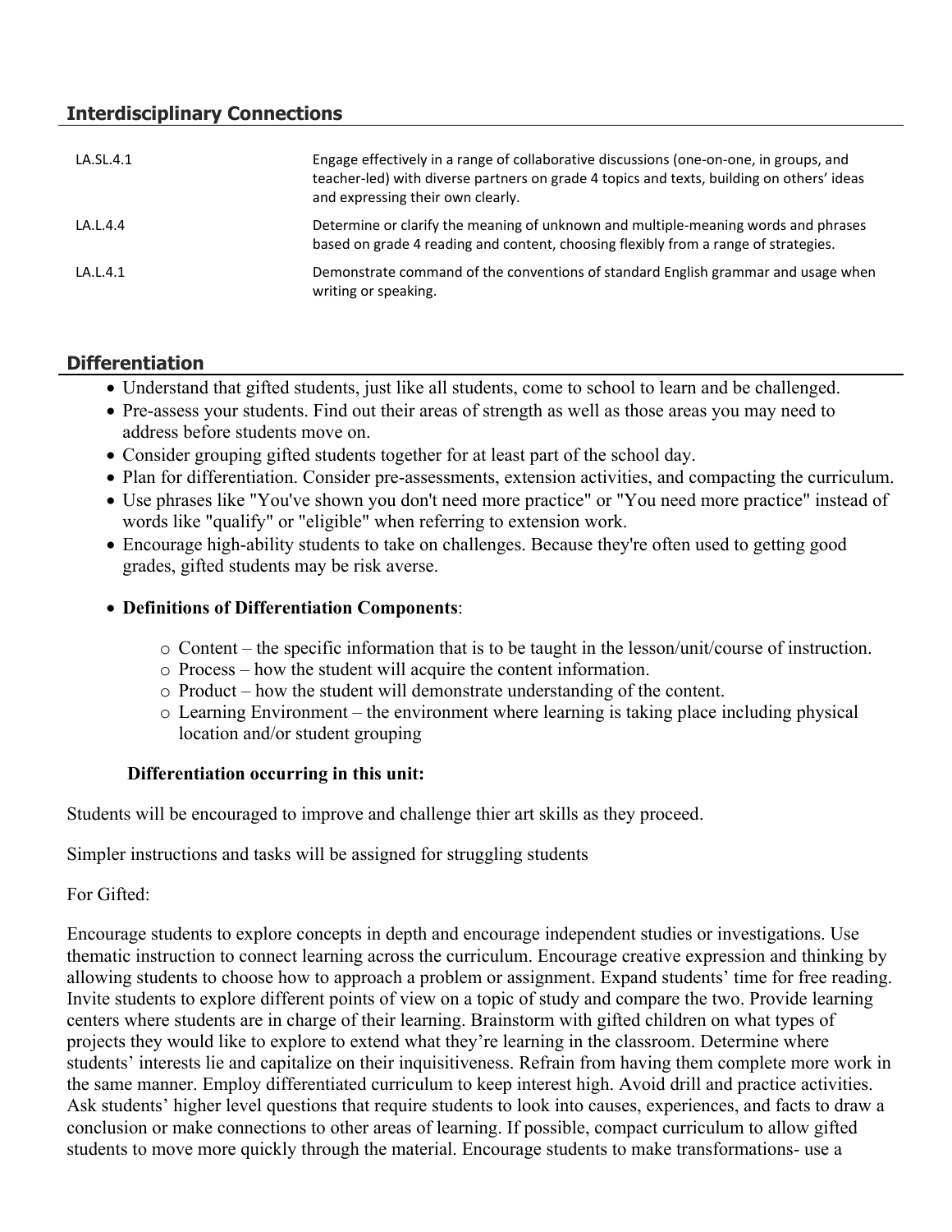## Interdisciplinary Connections

| | |
|---|---|
| LA.SL.4.1 | Engage effectively in a range of collaborative discussions (one-on-one, in groups, and teacher-led) with diverse partners on grade 4 topics and texts, building on others' ideas and expressing their own clearly. |
| LA.L.4.4 | Determine or clarify the meaning of unknown and multiple-meaning words and phrases based on grade 4 reading and content, choosing flexibly from a range of strategies. |
| LA.L.4.1 | Demonstrate command of the conventions of standard English grammar and usage when writing or speaking. |

## Differentiation

- Understand that gifted students, just like all students, come to school to learn and be challenged.
- Pre-assess your students. Find out their areas of strength as well as those areas you may need to address before students move on.
- Consider grouping gifted students together for at least part of the school day.
- Plan for differentiation. Consider pre-assessments, extension activities, and compacting the curriculum.
- Use phrases like "You've shown you don't need more practice" or "You need more practice" instead of words like "qualify" or "eligible" when referring to extension work.
- Encourage high-ability students to take on challenges. Because they're often used to getting good grades, gifted students may be risk averse.
- **Definitions of Differentiation Components**:
    - Content – the specific information that is to be taught in the lesson/unit/course of instruction.
    - Process – how the student will acquire the content information.
    - Product – how the student will demonstrate understanding of the content.
    - Learning Environment – the environment where learning is taking place including physical location and/or student grouping

**Differentiation occurring in this unit:**

Students will be encouraged to improve and challenge thier art skills as they proceed.

Simpler instructions and tasks will be assigned for struggling students

For Gifted:

Encourage students to explore concepts in depth and encourage independent studies or investigations. Use thematic instruction to connect learning across the curriculum. Encourage creative expression and thinking by allowing students to choose how to approach a problem or assignment. Expand students' time for free reading. Invite students to explore different points of view on a topic of study and compare the two. Provide learning centers where students are in charge of their learning. Brainstorm with gifted children on what types of projects they would like to explore to extend what they're learning in the classroom. Determine where students' interests lie and capitalize on their inquisitiveness. Refrain from having them complete more work in the same manner. Employ differentiated curriculum to keep interest high. Avoid drill and practice activities. Ask students' higher level questions that require students to look into causes, experiences, and facts to draw a conclusion or make connections to other areas of learning. If possible, compact curriculum to allow gifted students to move more quickly through the material. Encourage students to make transformations- use a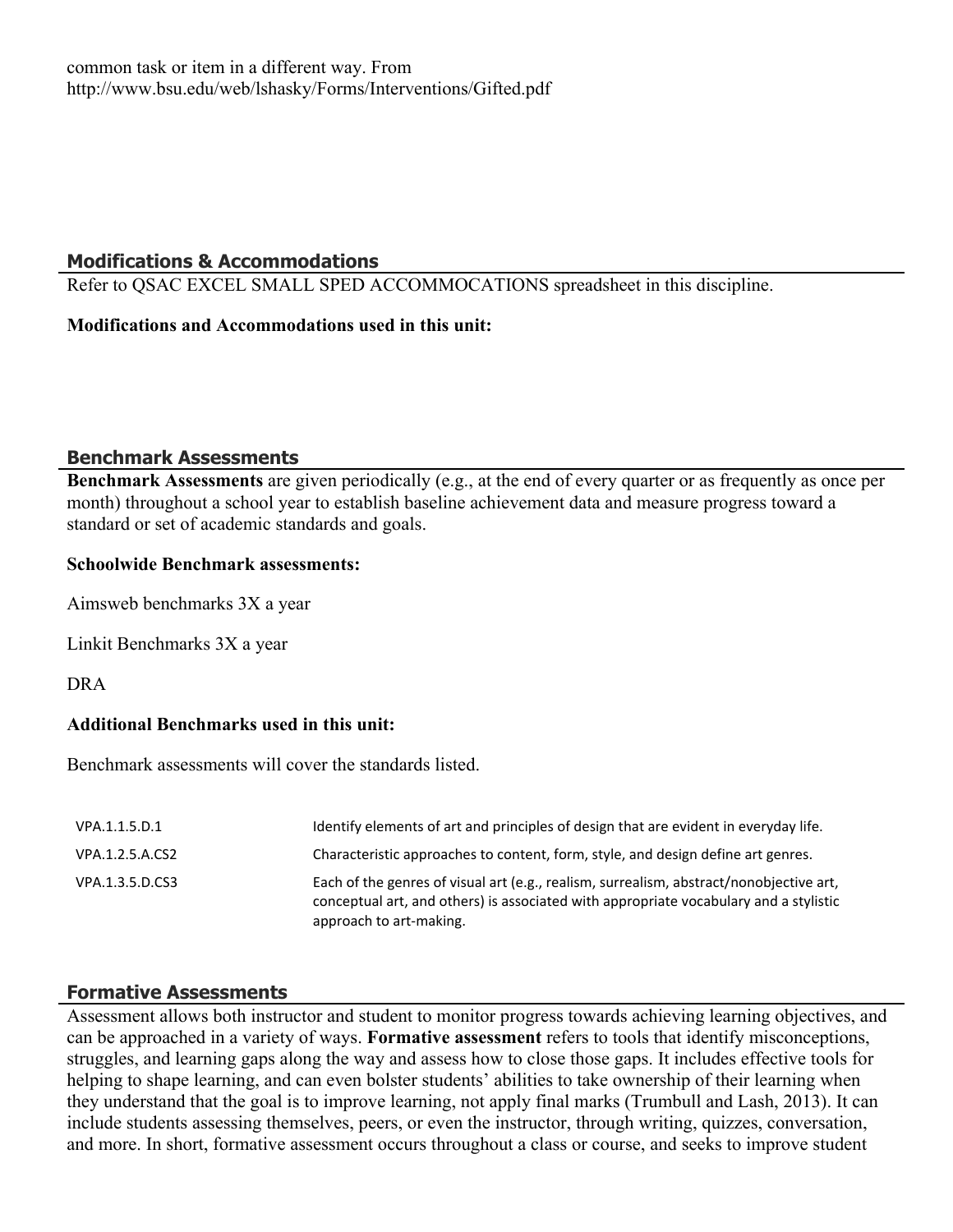common task or item in a different way. From http://www.bsu.edu/web/lshasky/Forms/Interventions/Gifted.pdf

## Modifications & Accommodations

Refer to QSAC EXCEL SMALL SPED ACCOMMOCATIONS spreadsheet in this discipline.

**Modifications and Accommodations used in this unit:**

## Benchmark Assessments

**Benchmark Assessments** are given periodically (e.g., at the end of every quarter or as frequently as once per month) throughout a school year to establish baseline achievement data and measure progress toward a standard or set of academic standards and goals.

**Schoolwide Benchmark assessments:**

Aimsweb benchmarks 3X a year

Linkit Benchmarks 3X a year

DRA

**Additional Benchmarks used in this unit:**

Benchmark assessments will cover the standards listed.

| | |
|---|---|
| VPA.1.1.5.D.1 | Identify elements of art and principles of design that are evident in everyday life. |
| VPA.1.2.5.A.CS2 | Characteristic approaches to content, form, style, and design define art genres. |
| VPA.1.3.5.D.CS3 | Each of the genres of visual art (e.g., realism, surrealism, abstract/nonobjective art, conceptual art, and others) is associated with appropriate vocabulary and a stylistic approach to art-making. |

## Formative Assessments

Assessment allows both instructor and student to monitor progress towards achieving learning objectives, and can be approached in a variety of ways. **Formative assessment** refers to tools that identify misconceptions, struggles, and learning gaps along the way and assess how to close those gaps. It includes effective tools for helping to shape learning, and can even bolster students' abilities to take ownership of their learning when they understand that the goal is to improve learning, not apply final marks (Trumbull and Lash, 2013). It can include students assessing themselves, peers, or even the instructor, through writing, quizzes, conversation, and more. In short, formative assessment occurs throughout a class or course, and seeks to improve student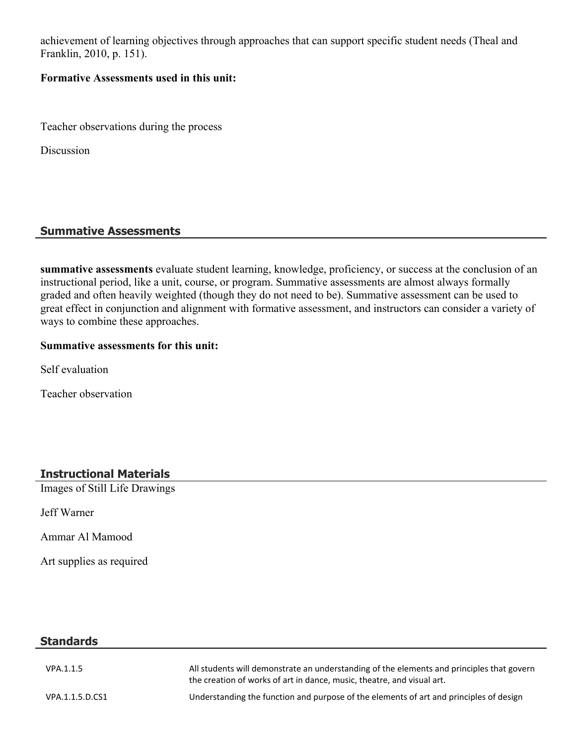achievement of learning objectives through approaches that can support specific student needs (Theal and Franklin, 2010, p. 151).

**Formative Assessments used in this unit:**

Teacher observations during the process

Discussion

## Summative Assessments

**summative assessments** evaluate student learning, knowledge, proficiency, or success at the conclusion of an instructional period, like a unit, course, or program. Summative assessments are almost always formally graded and often heavily weighted (though they do not need to be). Summative assessment can be used to great effect in conjunction and alignment with formative assessment, and instructors can consider a variety of ways to combine these approaches.

**Summative assessments for this unit:**

Self evaluation

Teacher observation

## Instructional Materials

Images of Still Life Drawings

Jeff Warner

Ammar Al Mamood

Art supplies as required

## Standards

| | |
|---|---|
| VPA.1.1.5 | All students will demonstrate an understanding of the elements and principles that govern the creation of works of art in dance, music, theatre, and visual art. |
| VPA.1.1.5.D.CS1 | Understanding the function and purpose of the elements of art and principles of design |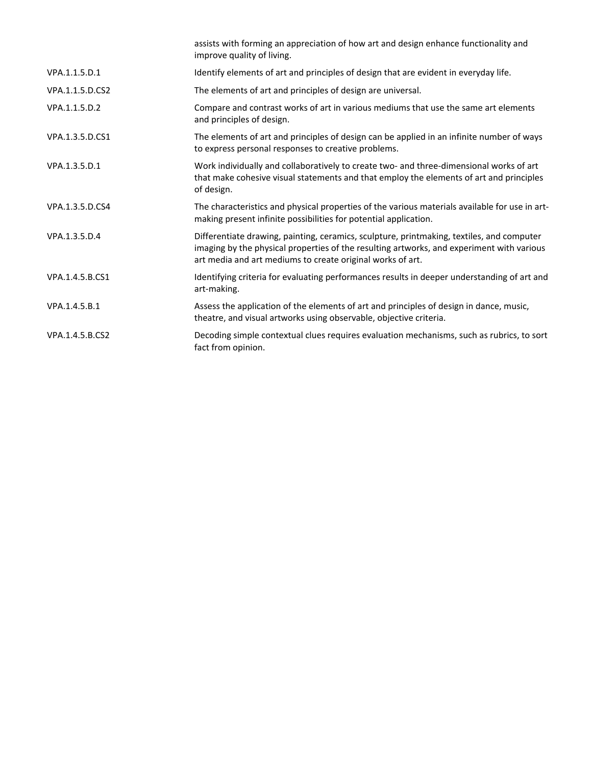| | |
|---|---|
| | assists with forming an appreciation of how art and design enhance functionality and improve quality of living. |
| VPA.1.1.5.D.1 | Identify elements of art and principles of design that are evident in everyday life. |
| VPA.1.1.5.D.CS2 | The elements of art and principles of design are universal. |
| VPA.1.1.5.D.2 | Compare and contrast works of art in various mediums that use the same art elements and principles of design. |
| VPA.1.3.5.D.CS1 | The elements of art and principles of design can be applied in an infinite number of ways to express personal responses to creative problems. |
| VPA.1.3.5.D.1 | Work individually and collaboratively to create two- and three-dimensional works of art that make cohesive visual statements and that employ the elements of art and principles of design. |
| VPA.1.3.5.D.CS4 | The characteristics and physical properties of the various materials available for use in art-making present infinite possibilities for potential application. |
| VPA.1.3.5.D.4 | Differentiate drawing, painting, ceramics, sculpture, printmaking, textiles, and computer imaging by the physical properties of the resulting artworks, and experiment with various art media and art mediums to create original works of art. |
| VPA.1.4.5.B.CS1 | Identifying criteria for evaluating performances results in deeper understanding of art and art-making. |
| VPA.1.4.5.B.1 | Assess the application of the elements of art and principles of design in dance, music, theatre, and visual artworks using observable, objective criteria. |
| VPA.1.4.5.B.CS2 | Decoding simple contextual clues requires evaluation mechanisms, such as rubrics, to sort fact from opinion. |